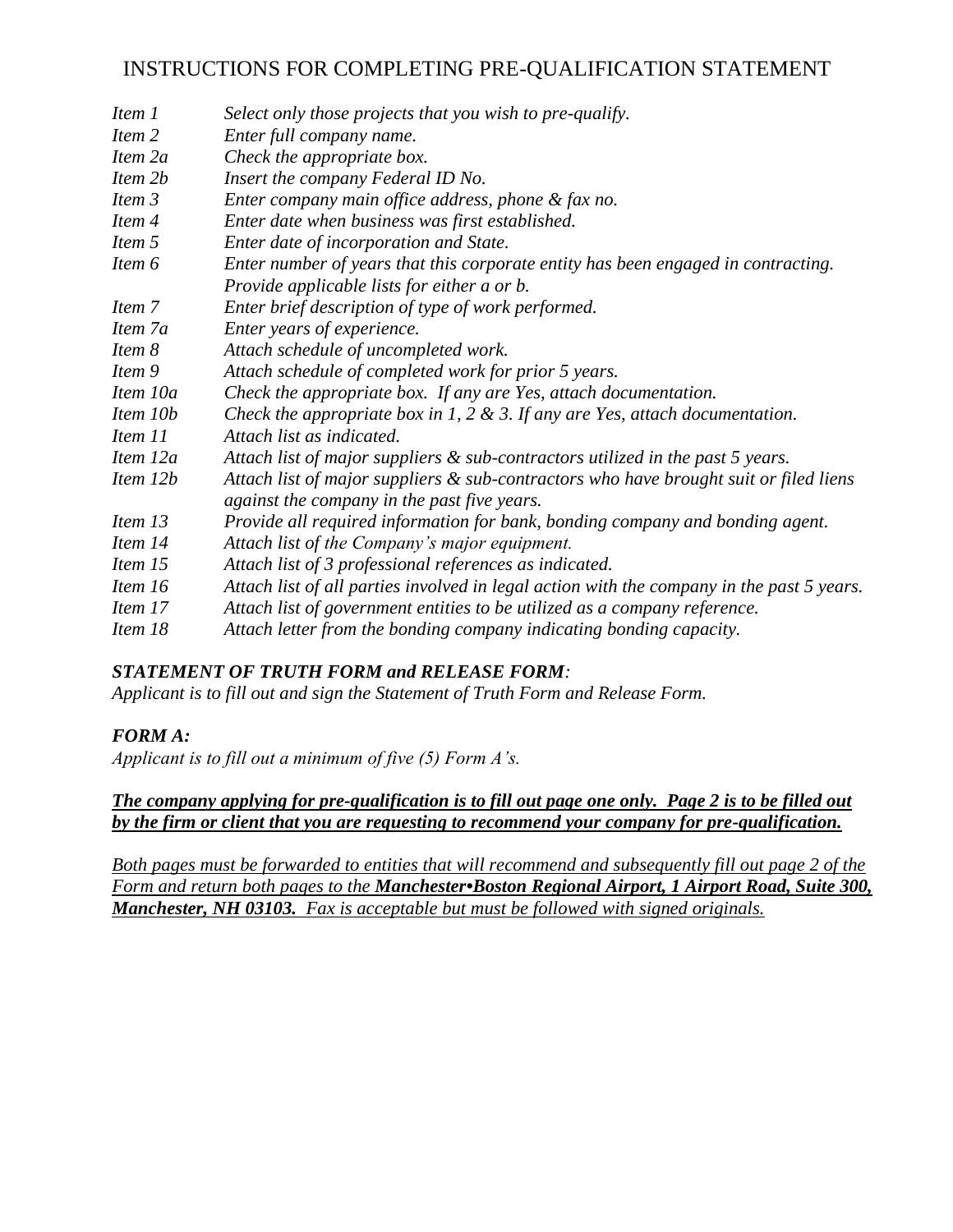# INSTRUCTIONS FOR COMPLETING PRE-QUALIFICATION STATEMENT

| | |
|---|---|
| *Item 1* | *Select only those projects that you wish to pre-qualify.* |
| *Item 2* | *Enter full company name.* |
| *Item 2a* | *Check the appropriate box.* |
| *Item 2b* | *Insert the company Federal ID No.* |
| *Item 3* | *Enter company main office address, phone & fax no.* |
| *Item 4* | *Enter date when business was first established.* |
| *Item 5* | *Enter date of incorporation and State.* |
| *Item 6* | *Enter number of years that this corporate entity has been engaged in contracting. Provide applicable lists for either a or b.* |
| *Item 7* | *Enter brief description of type of work performed.* |
| *Item 7a* | *Enter years of experience.* |
| *Item 8* | *Attach schedule of uncompleted work.* |
| *Item 9* | *Attach schedule of completed work for prior 5 years.* |
| *Item 10a* | *Check the appropriate box. If any are Yes, attach documentation.* |
| *Item 10b* | *Check the appropriate box in 1, 2 & 3. If any are Yes, attach documentation.* |
| *Item 11* | *Attach list as indicated.* |
| *Item 12a* | *Attach list of major suppliers & sub-contractors utilized in the past 5 years.* |
| *Item 12b* | *Attach list of major suppliers & sub-contractors who have brought suit or filed liens against the company in the past five years.* |
| *Item 13* | *Provide all required information for bank, bonding company and bonding agent.* |
| *Item 14* | *Attach list of the Company's major equipment.* |
| *Item 15* | *Attach list of 3 professional references as indicated.* |
| *Item 16* | *Attach list of all parties involved in legal action with the company in the past 5 years.* |
| *Item 17* | *Attach list of government entities to be utilized as a company reference.* |
| *Item 18* | *Attach letter from the bonding company indicating bonding capacity.* |

***STATEMENT OF TRUTH FORM and RELEASE FORM:***

*Applicant is to fill out and sign the Statement of Truth Form and Release Form.*

***FORM A:***

*Applicant is to fill out a minimum of five (5) Form A's.*

***The company applying for pre-qualification is to fill out page one only. Page 2 is to be filled out by the firm or client that you are requesting to recommend your company for pre-qualification.***

*Both pages must be forwarded to entities that will recommend and subsequently fill out page 2 of the Form and return both pages to the* ***Manchester•Boston Regional Airport, 1 Airport Road, Suite 300, Manchester, NH 03103. Fax is acceptable but must be followed with signed originals.***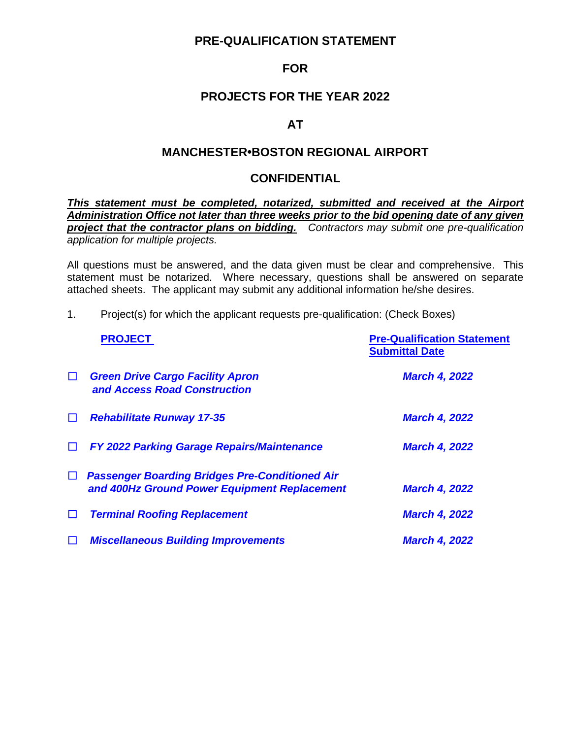# PRE-QUALIFICATION STATEMENT

# FOR

# PROJECTS FOR THE YEAR 2022

# AT

# MANCHESTER•BOSTON REGIONAL AIRPORT

# CONFIDENTIAL

***This statement must be completed, notarized, submitted and received at the Airport Administration Office not later than three weeks prior to the bid opening date of any given project that the contractor plans on bidding.*** *Contractors may submit one pre-qualification application for multiple projects.*

All questions must be answered, and the data given must be clear and comprehensive. This statement must be notarized. Where necessary, questions shall be answered on separate attached sheets. The applicant may submit any additional information he/she desires.

1. Project(s) for which the applicant requests pre-qualification: (Check Boxes)

| | PROJECT | Pre-Qualification Statement Submittal Date |
|---|---|---|
| ☐ | ***Green Drive Cargo Facility Apron and Access Road Construction*** | ***March 4, 2022*** |
| ☐ | ***Rehabilitate Runway 17-35*** | ***March 4, 2022*** |
| ☐ | ***FY 2022 Parking Garage Repairs/Maintenance*** | ***March 4, 2022*** |
| ☐ | ***Passenger Boarding Bridges Pre-Conditioned Air and 400Hz Ground Power Equipment Replacement*** | ***March 4, 2022*** |
| ☐ | ***Terminal Roofing Replacement*** | ***March 4, 2022*** |
| ☐ | ***Miscellaneous Building Improvements*** | ***March 4, 2022*** |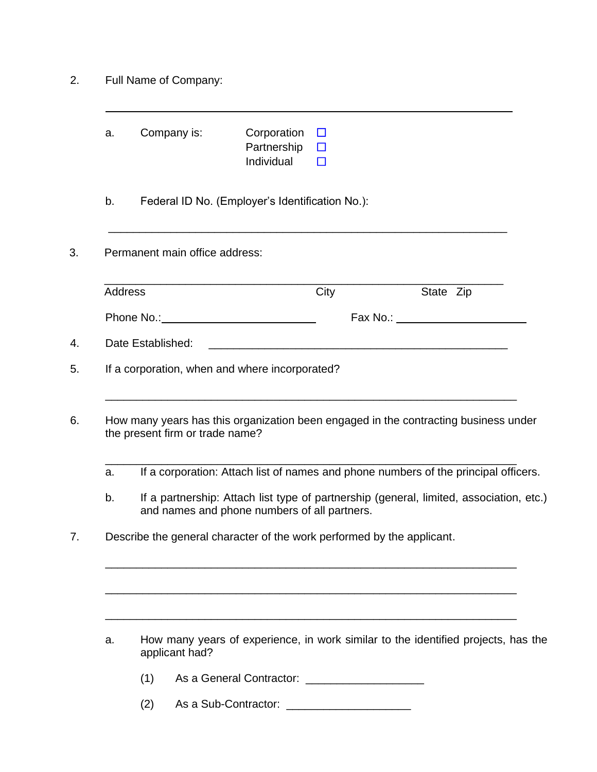2. Full Name of Company:

\_\_\_\_\_\_\_\_\_\_\_\_\_\_\_\_\_\_\_\_\_\_\_\_\_\_\_\_\_\_\_\_\_\_\_\_\_\_\_\_\_\_\_\_\_\_\_\_\_\_\_\_\_\_\_\_\_\_\_\_\_\_

   a. Company is:
      - Corporation ☐
      - Partnership ☐
      - Individual ☐

   b. Federal ID No. (Employer's Identification No.):

   \_\_\_\_\_\_\_\_\_\_\_\_\_\_\_\_\_\_\_\_\_\_\_\_\_\_\_\_\_\_\_\_\_\_\_\_\_\_\_\_\_\_\_\_\_\_\_\_\_\_\_\_\_\_\_\_\_\_\_\_\_\_

3. Permanent main office address:

\_\_\_\_\_\_\_\_\_\_\_\_\_\_\_\_\_\_\_\_\_\_\_\_\_\_\_\_\_\_\_\_\_\_\_\_\_\_\_\_\_\_\_\_\_\_\_\_\_\_\_\_\_\_\_\_\_\_\_\_\_\_

Address          City          State   Zip

Phone No.: \_\_\_\_\_\_\_\_\_\_\_\_\_\_\_\_\_\_\_\_\_\_\_\_          Fax No.: \_\_\_\_\_\_\_\_\_\_\_\_\_\_\_\_\_\_\_\_\_\_

4. Date Established: \_\_\_\_\_\_\_\_\_\_\_\_\_\_\_\_\_\_\_\_\_\_\_\_\_\_\_\_\_\_\_\_\_\_\_\_\_\_\_\_\_\_\_\_\_\_\_\_

5. If a corporation, when and where incorporated?

\_\_\_\_\_\_\_\_\_\_\_\_\_\_\_\_\_\_\_\_\_\_\_\_\_\_\_\_\_\_\_\_\_\_\_\_\_\_\_\_\_\_\_\_\_\_\_\_\_\_\_\_\_\_\_\_\_\_\_\_\_\_

6. How many years has this organization been engaged in the contracting business under the present firm or trade name?

\_\_\_\_\_\_\_\_\_\_\_\_\_\_\_\_\_\_\_\_\_\_\_\_\_\_\_\_\_\_\_\_\_\_\_\_\_\_\_\_\_\_\_\_\_\_\_\_\_\_\_\_\_\_\_\_\_\_\_\_\_\_

   a. If a corporation: Attach list of names and phone numbers of the principal officers.

   b. If a partnership: Attach list type of partnership (general, limited, association, etc.) and names and phone numbers of all partners.

7. Describe the general character of the work performed by the applicant.

\_\_\_\_\_\_\_\_\_\_\_\_\_\_\_\_\_\_\_\_\_\_\_\_\_\_\_\_\_\_\_\_\_\_\_\_\_\_\_\_\_\_\_\_\_\_\_\_\_\_\_\_\_\_\_\_\_\_\_\_\_\_

\_\_\_\_\_\_\_\_\_\_\_\_\_\_\_\_\_\_\_\_\_\_\_\_\_\_\_\_\_\_\_\_\_\_\_\_\_\_\_\_\_\_\_\_\_\_\_\_\_\_\_\_\_\_\_\_\_\_\_\_\_\_

\_\_\_\_\_\_\_\_\_\_\_\_\_\_\_\_\_\_\_\_\_\_\_\_\_\_\_\_\_\_\_\_\_\_\_\_\_\_\_\_\_\_\_\_\_\_\_\_\_\_\_\_\_\_\_\_\_\_\_\_\_\_

   a. How many years of experience, in work similar to the identified projects, has the applicant had?

      (1) As a General Contractor: \_\_\_\_\_\_\_\_\_\_\_\_\_\_\_\_\_\_

      (2) As a Sub-Contractor: \_\_\_\_\_\_\_\_\_\_\_\_\_\_\_\_\_\_\_\_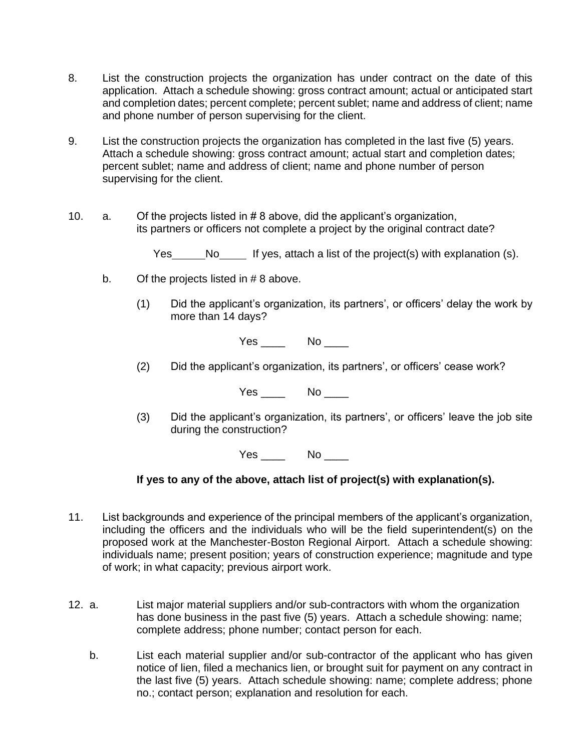8. List the construction projects the organization has under contract on the date of this application. Attach a schedule showing: gross contract amount; actual or anticipated start and completion dates; percent complete; percent sublet; name and address of client; name and phone number of person supervising for the client.

9. List the construction projects the organization has completed in the last five (5) years. Attach a schedule showing: gross contract amount; actual start and completion dates; percent sublet; name and address of client; name and phone number of person supervising for the client.

10. a. Of the projects listed in # 8 above, did the applicant's organization, its partners or officers not complete a project by the original contract date?

    Yes\_\_\_\_\_\_No\_\_\_\_\_ If yes, attach a list of the project(s) with explanation (s).

    b. Of the projects listed in # 8 above.

    (1) Did the applicant's organization, its partners', or officers' delay the work by more than 14 days?

    Yes \_\_\_\_ No \_\_\_\_

    (2) Did the applicant's organization, its partners', or officers' cease work?

    Yes \_\_\_\_ No \_\_\_\_

    (3) Did the applicant's organization, its partners', or officers' leave the job site during the construction?

    Yes \_\_\_\_ No \_\_\_\_

    **If yes to any of the above, attach list of project(s) with explanation(s).**

11. List backgrounds and experience of the principal members of the applicant's organization, including the officers and the individuals who will be the field superintendent(s) on the proposed work at the Manchester-Boston Regional Airport. Attach a schedule showing: individuals name; present position; years of construction experience; magnitude and type of work; in what capacity; previous airport work.

12. a. List major material suppliers and/or sub-contractors with whom the organization has done business in the past five (5) years. Attach a schedule showing: name; complete address; phone number; contact person for each.

    b. List each material supplier and/or sub-contractor of the applicant who has given notice of lien, filed a mechanics lien, or brought suit for payment on any contract in the last five (5) years. Attach schedule showing: name; complete address; phone no.; contact person; explanation and resolution for each.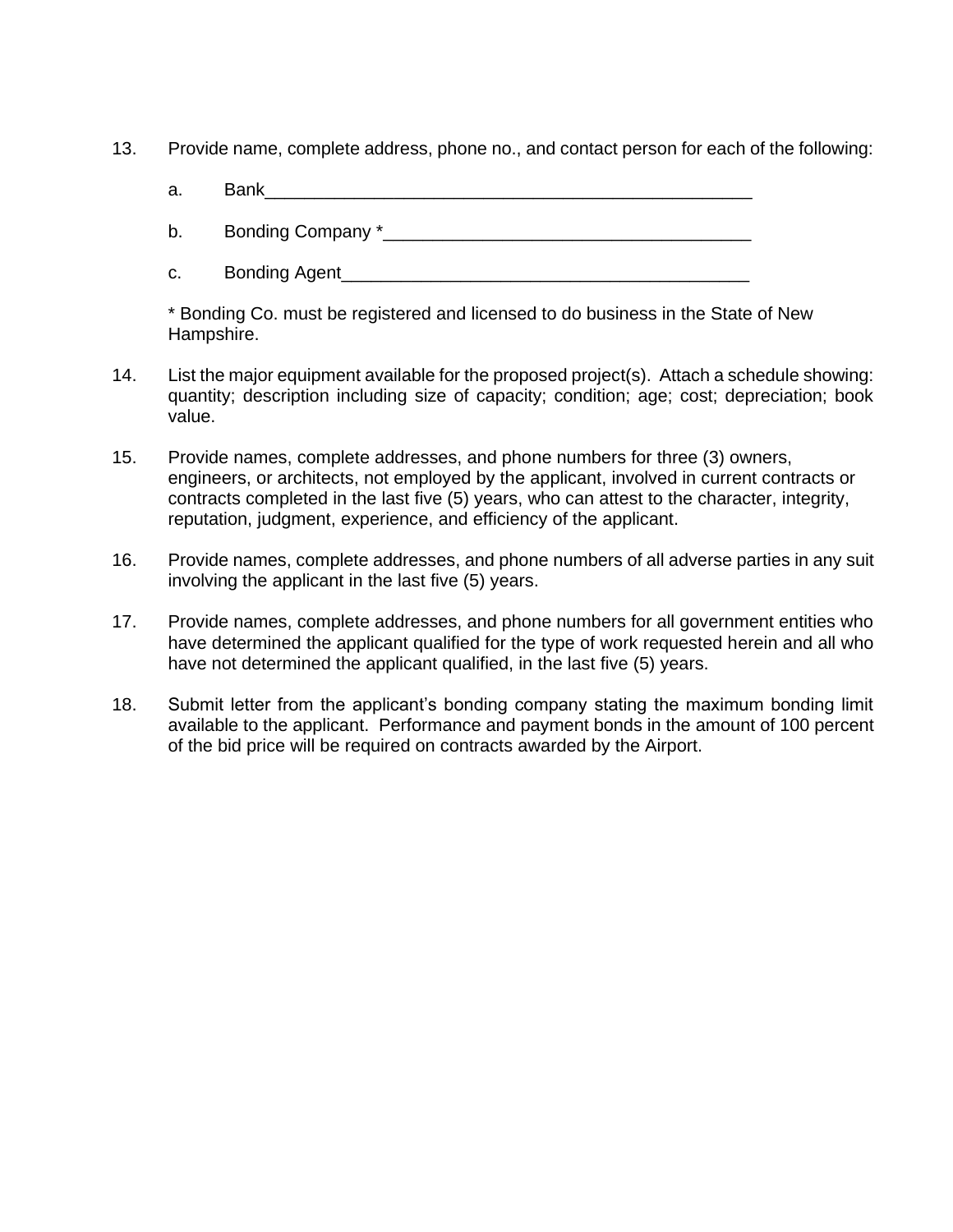13. Provide name, complete address, phone no., and contact person for each of the following:

    a. Bank___________________________________________________

    b. Bonding Company *_____________________________________

    c. Bonding Agent__________________________________________

    * Bonding Co. must be registered and licensed to do business in the State of New Hampshire.

14. List the major equipment available for the proposed project(s). Attach a schedule showing: quantity; description including size of capacity; condition; age; cost; depreciation; book value.

15. Provide names, complete addresses, and phone numbers for three (3) owners, engineers, or architects, not employed by the applicant, involved in current contracts or contracts completed in the last five (5) years, who can attest to the character, integrity, reputation, judgment, experience, and efficiency of the applicant.

16. Provide names, complete addresses, and phone numbers of all adverse parties in any suit involving the applicant in the last five (5) years.

17. Provide names, complete addresses, and phone numbers for all government entities who have determined the applicant qualified for the type of work requested herein and all who have not determined the applicant qualified, in the last five (5) years.

18. Submit letter from the applicant's bonding company stating the maximum bonding limit available to the applicant. Performance and payment bonds in the amount of 100 percent of the bid price will be required on contracts awarded by the Airport.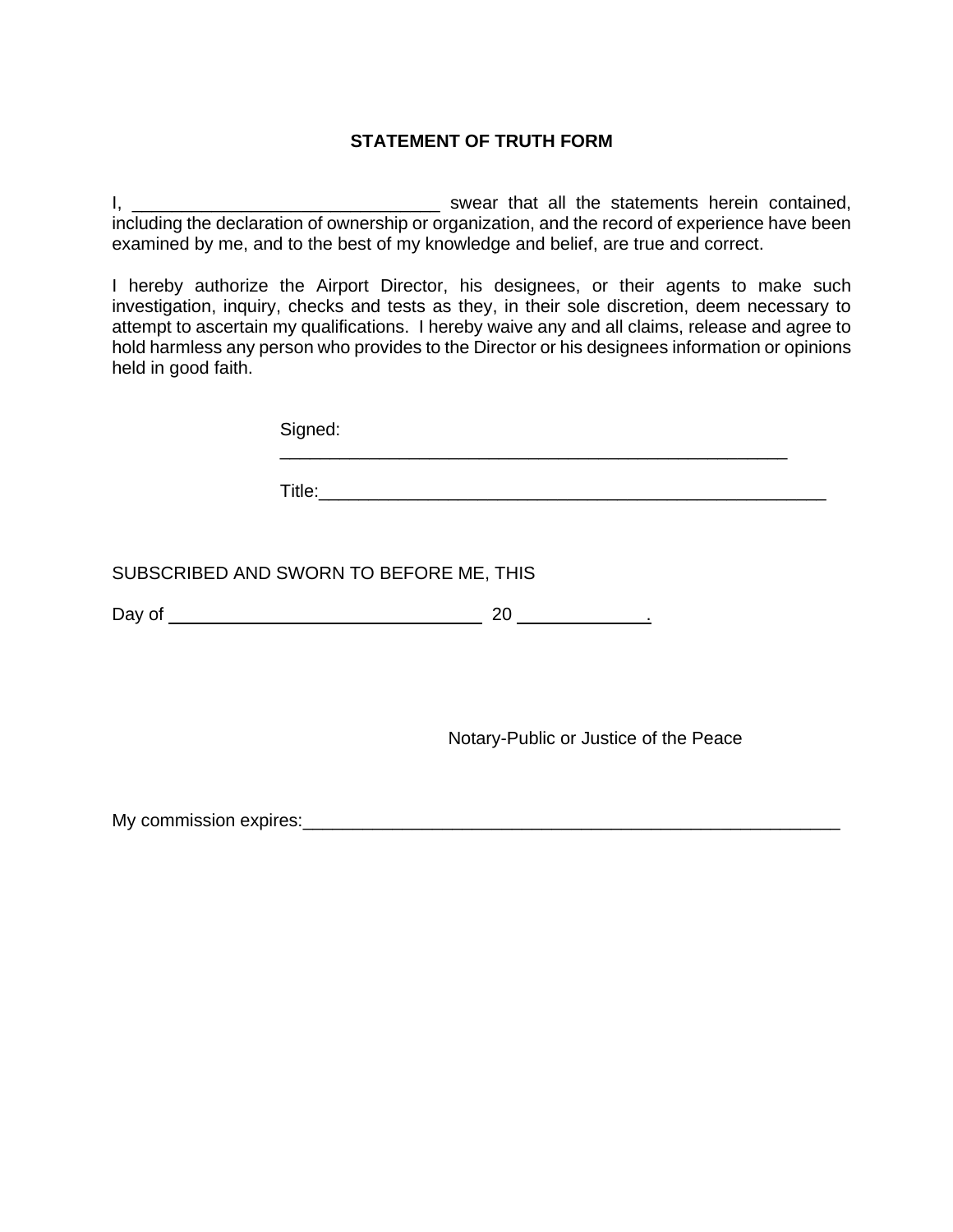## STATEMENT OF TRUTH FORM

I, _______________________________ swear that all the statements herein contained, including the declaration of ownership or organization, and the record of experience have been examined by me, and to the best of my knowledge and belief, are true and correct.

I hereby authorize the Airport Director, his designees, or their agents to make such investigation, inquiry, checks and tests as they, in their sole discretion, deem necessary to attempt to ascertain my qualifications. I hereby waive any and all claims, release and agree to hold harmless any person who provides to the Director or his designees information or opinions held in good faith.

Signed: _____________________________________________________

Title:_____________________________________________________

SUBSCRIBED AND SWORN TO BEFORE ME, THIS

Day of _______________________________ 20 ____________.

Notary-Public or Justice of the Peace

My commission expires:_________________________________________________________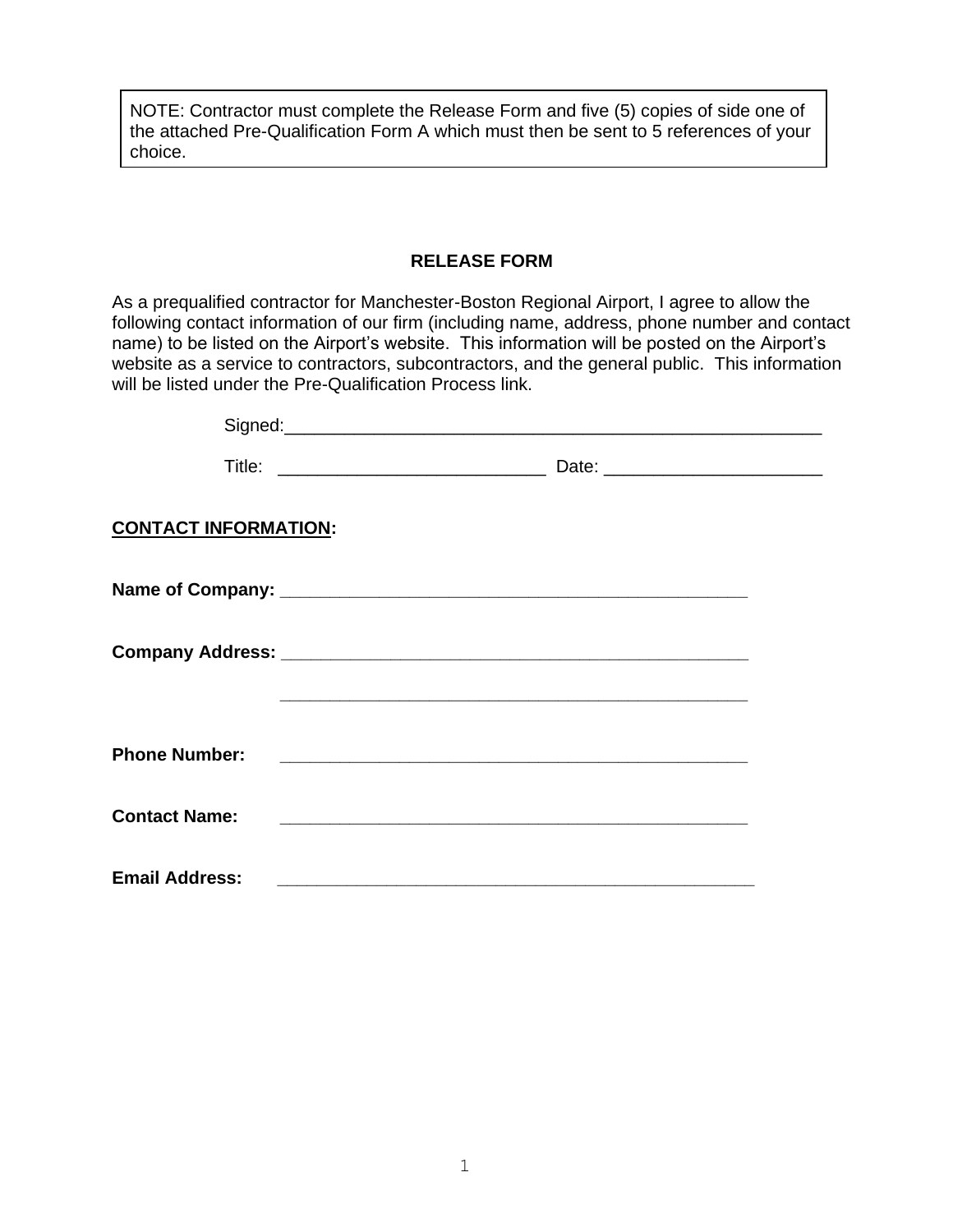NOTE: Contractor must complete the Release Form and five (5) copies of side one of the attached Pre-Qualification Form A which must then be sent to 5 references of your choice.

## RELEASE FORM

As a prequalified contractor for Manchester-Boston Regional Airport, I agree to allow the following contact information of our firm (including name, address, phone number and contact name) to be listed on the Airport's website. This information will be posted on the Airport's website as a service to contractors, subcontractors, and the general public. This information will be listed under the Pre-Qualification Process link.

Signed:______________________________________________________

Title: ___________________________ Date: ______________________

**CONTACT INFORMATION:**

**Name of Company:** ________________________________________________

**Company Address:** ________________________________________________

________________________________________________

**Phone Number:** ________________________________________________

**Contact Name:** ________________________________________________

**Email Address:** ________________________________________________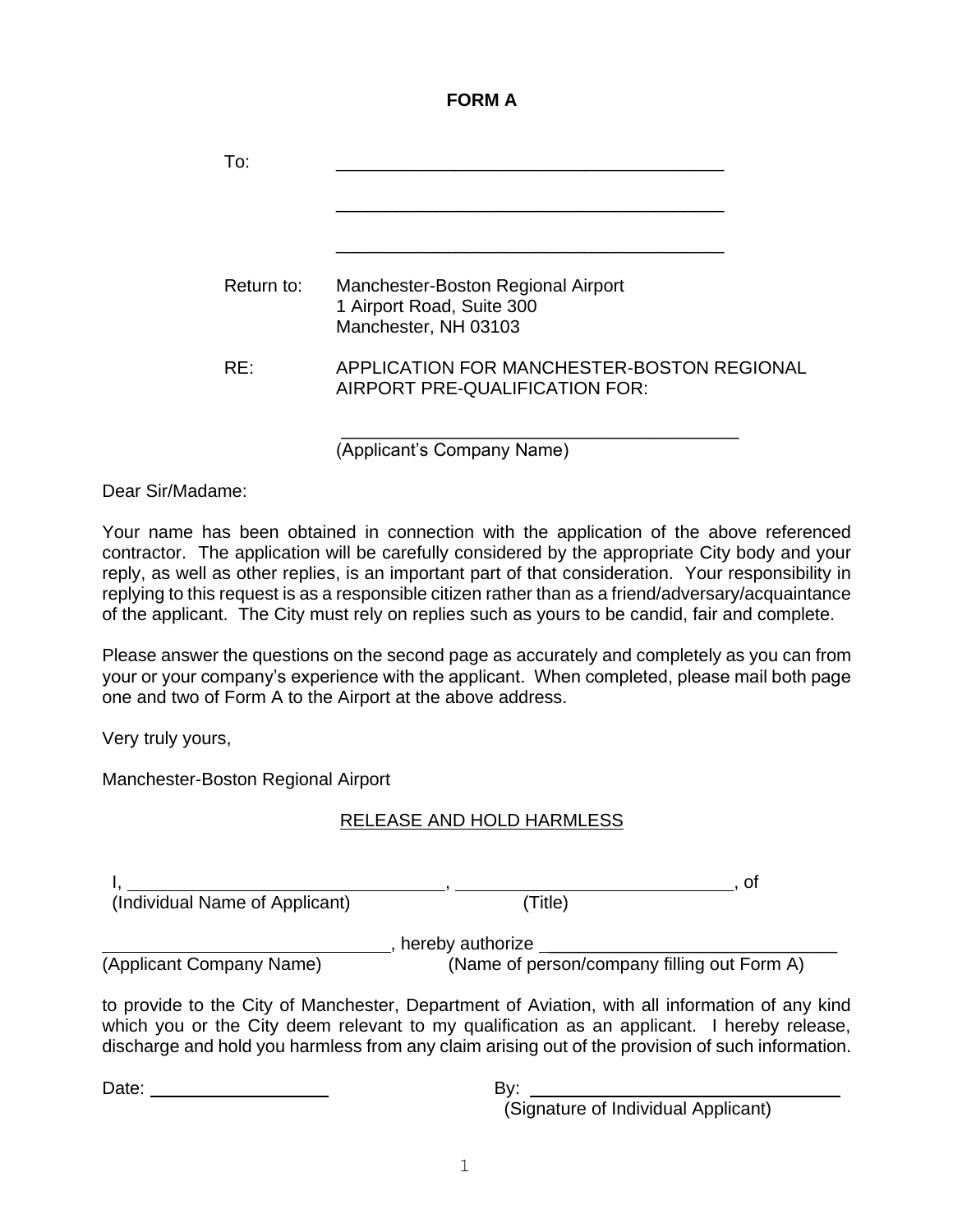# FORM A

To: \_\_\_\_\_\_\_\_\_\_\_\_\_\_\_\_\_\_\_\_\_\_\_\_\_\_\_\_\_\_\_\_\_\_\_\_\_\_\_\_

\_\_\_\_\_\_\_\_\_\_\_\_\_\_\_\_\_\_\_\_\_\_\_\_\_\_\_\_\_\_\_\_\_\_\_\_\_\_\_\_

\_\_\_\_\_\_\_\_\_\_\_\_\_\_\_\_\_\_\_\_\_\_\_\_\_\_\_\_\_\_\_\_\_\_\_\_\_\_\_\_

Return to: Manchester-Boston Regional Airport
1 Airport Road, Suite 300
Manchester, NH 03103

RE: APPLICATION FOR MANCHESTER-BOSTON REGIONAL AIRPORT PRE-QUALIFICATION FOR:

\_\_\_\_\_\_\_\_\_\_\_\_\_\_\_\_\_\_\_\_\_\_\_\_\_\_\_\_\_\_\_\_\_\_\_\_\_\_\_\_
(Applicant's Company Name)

Dear Sir/Madame:

Your name has been obtained in connection with the application of the above referenced contractor. The application will be carefully considered by the appropriate City body and your reply, as well as other replies, is an important part of that consideration. Your responsibility in replying to this request is as a responsible citizen rather than as a friend/adversary/acquaintance of the applicant. The City must rely on replies such as yours to be candid, fair and complete.

Please answer the questions on the second page as accurately and completely as you can from your or your company's experience with the applicant. When completed, please mail both page one and two of Form A to the Airport at the above address.

Very truly yours,

Manchester-Boston Regional Airport

<u>RELEASE AND HOLD HARMLESS</u>

I, \_\_\_\_\_\_\_\_\_\_\_\_\_\_\_\_\_\_\_\_\_\_\_\_\_\_\_\_\_\_\_\_, \_\_\_\_\_\_\_\_\_\_\_\_\_\_\_\_\_\_\_\_\_\_\_\_\_\_\_\_, of
(Individual Name of Applicant) (Title)

\_\_\_\_\_\_\_\_\_\_\_\_\_\_\_\_\_\_\_\_\_\_\_\_\_\_\_\_\_, hereby authorize \_\_\_\_\_\_\_\_\_\_\_\_\_\_\_\_\_\_\_\_\_\_\_\_\_\_\_\_\_\_
(Applicant Company Name) (Name of person/company filling out Form A)

to provide to the City of Manchester, Department of Aviation, with all information of any kind which you or the City deem relevant to my qualification as an applicant. I hereby release, discharge and hold you harmless from any claim arising out of the provision of such information.

Date: \_\_\_\_\_\_\_\_\_\_\_\_\_\_\_\_\_\_\_ By: \_\_\_\_\_\_\_\_\_\_\_\_\_\_\_\_\_\_\_\_\_\_\_\_\_\_\_\_\_\_\_\_\_\_
(Signature of Individual Applicant)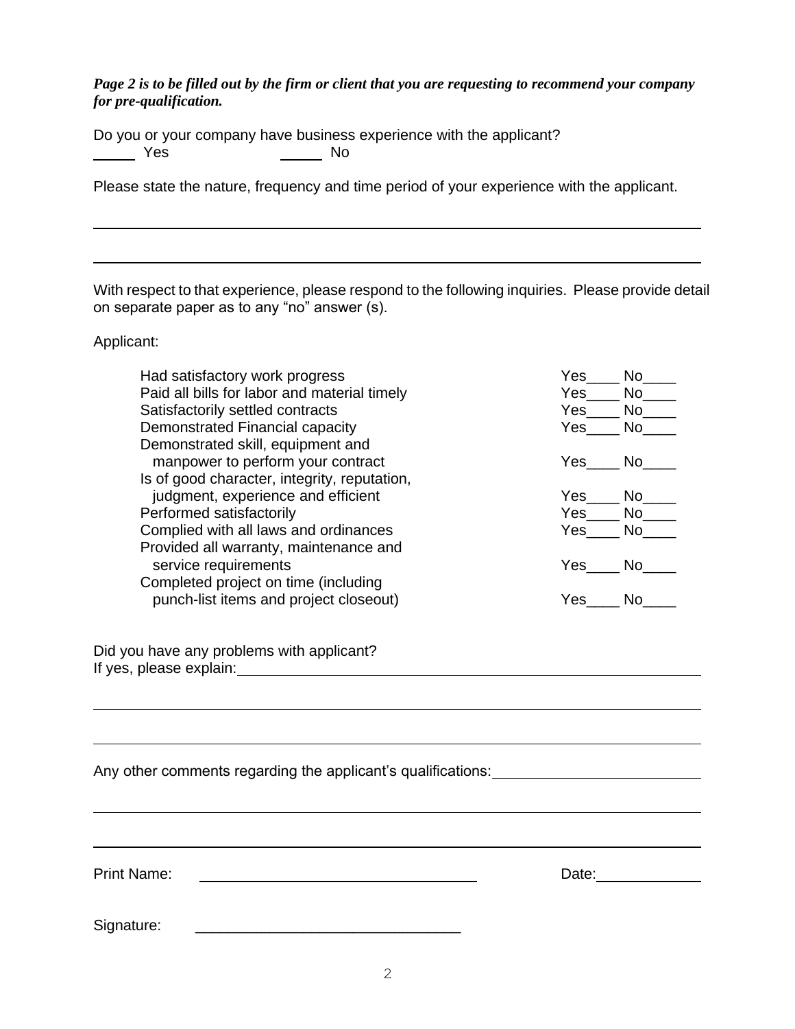***Page 2 is to be filled out by the firm or client that you are requesting to recommend your company for pre-qualification.***

Do you or your company have business experience with the applicant?
_____ Yes _____ No

Please state the nature, frequency and time period of your experience with the applicant.

______________________________________________________________________________

______________________________________________________________________________

With respect to that experience, please respond to the following inquiries. Please provide detail on separate paper as to any "no" answer (s).

Applicant:

| | |
|---|---|
| Had satisfactory work progress | Yes____ No____ |
| Paid all bills for labor and material timely | Yes____ No____ |
| Satisfactorily settled contracts | Yes____ No____ |
| Demonstrated Financial capacity | Yes____ No____ |
| Demonstrated skill, equipment and manpower to perform your contract | Yes____ No____ |
| Is of good character, integrity, reputation, judgment, experience and efficient | Yes____ No____ |
| Performed satisfactorily | Yes____ No____ |
| Complied with all laws and ordinances | Yes____ No____ |
| Provided all warranty, maintenance and service requirements | Yes____ No____ |
| Completed project on time (including punch-list items and project closeout) | Yes____ No____ |

Did you have any problems with applicant?
If yes, please explain:______________________________________________________

______________________________________________________________________________

______________________________________________________________________________

Any other comments regarding the applicant's qualifications:_____________________

______________________________________________________________________________

______________________________________________________________________________

Print Name: ________________________________ Date:____________

Signature: ________________________________